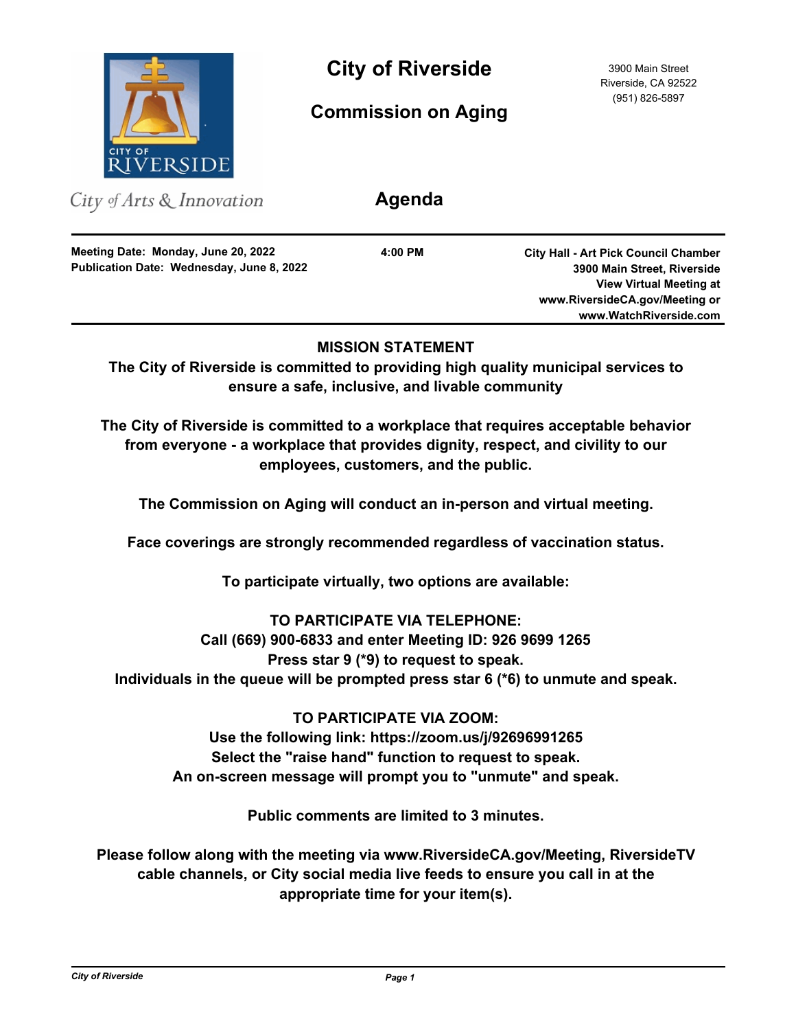# City of Riverside

## Commission on Aging

3900 Main Street
Riverside, CA 92522
(951) 826-5897

City of Arts & Innovation

## Agenda

**Meeting Date: Monday, June 20, 2022**
**Publication Date: Wednesday, June 8, 2022**

**4:00 PM**

**City Hall - Art Pick Council Chamber**
**3900 Main Street, Riverside**
**View Virtual Meeting at**
**www.RiversideCA.gov/Meeting or**
**www.WatchRiverside.com**

---

**MISSION STATEMENT**

**The City of Riverside is committed to providing high quality municipal services to ensure a safe, inclusive, and livable community**

**The City of Riverside is committed to a workplace that requires acceptable behavior from everyone - a workplace that provides dignity, respect, and civility to our employees, customers, and the public.**

**The Commission on Aging will conduct an in-person and virtual meeting.**

**Face coverings are strongly recommended regardless of vaccination status.**

**To participate virtually, two options are available:**

**TO PARTICIPATE VIA TELEPHONE:**
**Call (669) 900-6833 and enter Meeting ID: 926 9699 1265**
**Press star 9 (*9) to request to speak.**
**Individuals in the queue will be prompted press star 6 (*6) to unmute and speak.**

**TO PARTICIPATE VIA ZOOM:**
**Use the following link: https://zoom.us/j/92696991265**
**Select the "raise hand" function to request to speak.**
**An on-screen message will prompt you to "unmute" and speak.**

**Public comments are limited to 3 minutes.**

**Please follow along with the meeting via www.RiversideCA.gov/Meeting, RiversideTV cable channels, or City social media live feeds to ensure you call in at the appropriate time for your item(s).**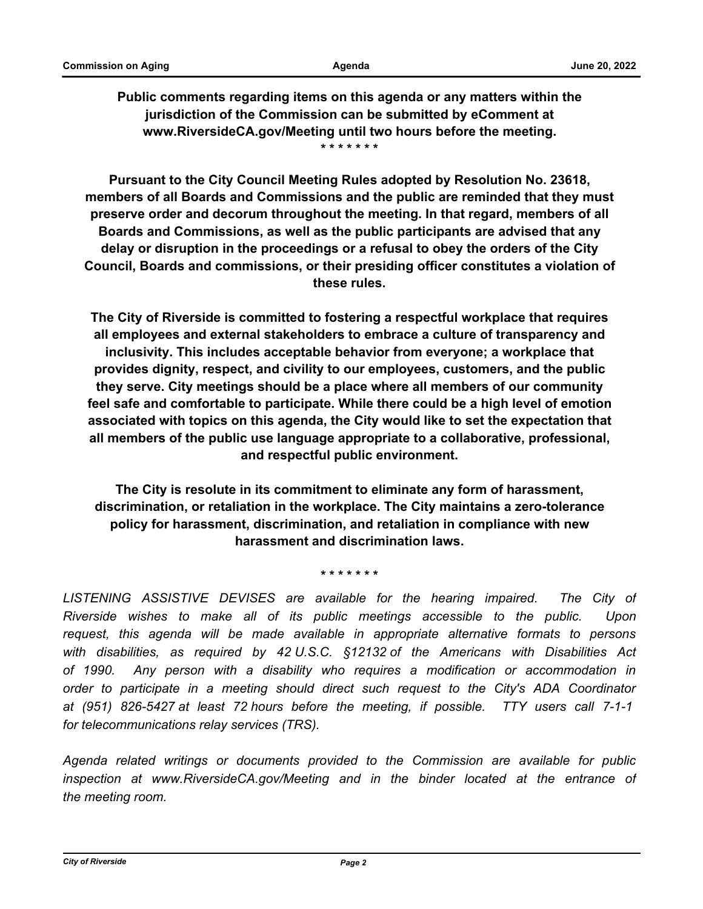**Public comments regarding items on this agenda or any matters within the jurisdiction of the Commission can be submitted by eComment at www.RiversideCA.gov/Meeting until two hours before the meeting.**

\* \* \* \* \* \* \*

**Pursuant to the City Council Meeting Rules adopted by Resolution No. 23618, members of all Boards and Commissions and the public are reminded that they must preserve order and decorum throughout the meeting. In that regard, members of all Boards and Commissions, as well as the public participants are advised that any delay or disruption in the proceedings or a refusal to obey the orders of the City Council, Boards and commissions, or their presiding officer constitutes a violation of these rules.**

**The City of Riverside is committed to fostering a respectful workplace that requires all employees and external stakeholders to embrace a culture of transparency and inclusivity. This includes acceptable behavior from everyone; a workplace that provides dignity, respect, and civility to our employees, customers, and the public they serve. City meetings should be a place where all members of our community feel safe and comfortable to participate. While there could be a high level of emotion associated with topics on this agenda, the City would like to set the expectation that all members of the public use language appropriate to a collaborative, professional, and respectful public environment.**

**The City is resolute in its commitment to eliminate any form of harassment, discrimination, or retaliation in the workplace. The City maintains a zero-tolerance policy for harassment, discrimination, and retaliation in compliance with new harassment and discrimination laws.**

\* \* \* \* \* \* \*

*LISTENING ASSISTIVE DEVISES are available for the hearing impaired. The City of Riverside wishes to make all of its public meetings accessible to the public. Upon request, this agenda will be made available in appropriate alternative formats to persons with disabilities, as required by 42 U.S.C. §12132 of the Americans with Disabilities Act of 1990. Any person with a disability who requires a modification or accommodation in order to participate in a meeting should direct such request to the City's ADA Coordinator at (951) 826-5427 at least 72 hours before the meeting, if possible. TTY users call 7-1-1 for telecommunications relay services (TRS).*

*Agenda related writings or documents provided to the Commission are available for public inspection at www.RiversideCA.gov/Meeting and in the binder located at the entrance of the meeting room.*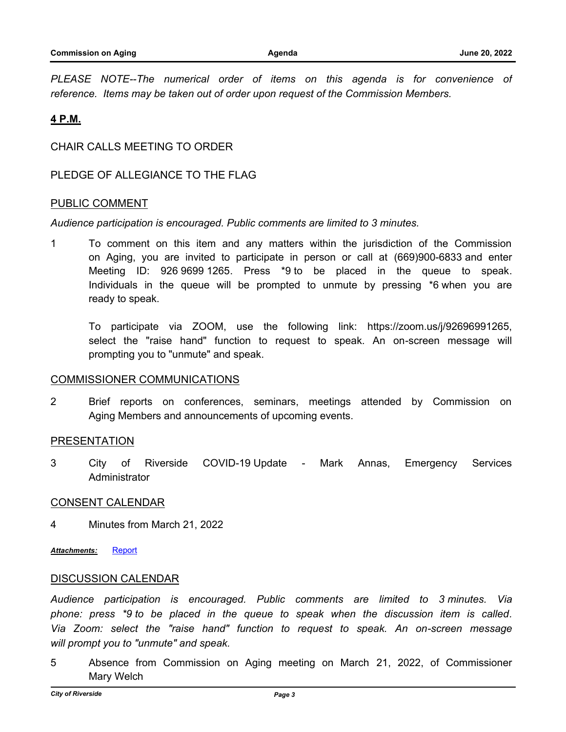*PLEASE NOTE--The numerical order of items on this agenda is for convenience of reference. Items may be taken out of order upon request of the Commission Members.*

## 4 P.M.

CHAIR CALLS MEETING TO ORDER

PLEDGE OF ALLEGIANCE TO THE FLAG

### PUBLIC COMMENT

*Audience participation is encouraged. Public comments are limited to 3 minutes.*

1 To comment on this item and any matters within the jurisdiction of the Commission on Aging, you are invited to participate in person or call at (669)900-6833 and enter Meeting ID: 926 9699 1265. Press *9 to be placed in the queue to speak. Individuals in the queue will be prompted to unmute by pressing *6 when you are ready to speak.

To participate via ZOOM, use the following link: https://zoom.us/j/92696991265, select the "raise hand" function to request to speak. An on-screen message will prompting you to "unmute" and speak.

### COMMISSIONER COMMUNICATIONS

2 Brief reports on conferences, seminars, meetings attended by Commission on Aging Members and announcements of upcoming events.

### PRESENTATION

3 City of Riverside COVID-19 Update - Mark Annas, Emergency Services Administrator

### CONSENT CALENDAR

4 Minutes from March 21, 2022

***Attachments:*** Report

### DISCUSSION CALENDAR

*Audience participation is encouraged. Public comments are limited to 3 minutes. Via phone: press *9 to be placed in the queue to speak when the discussion item is called. Via Zoom: select the "raise hand" function to request to speak. An on-screen message will prompt you to "unmute" and speak.*

5 Absence from Commission on Aging meeting on March 21, 2022, of Commissioner Mary Welch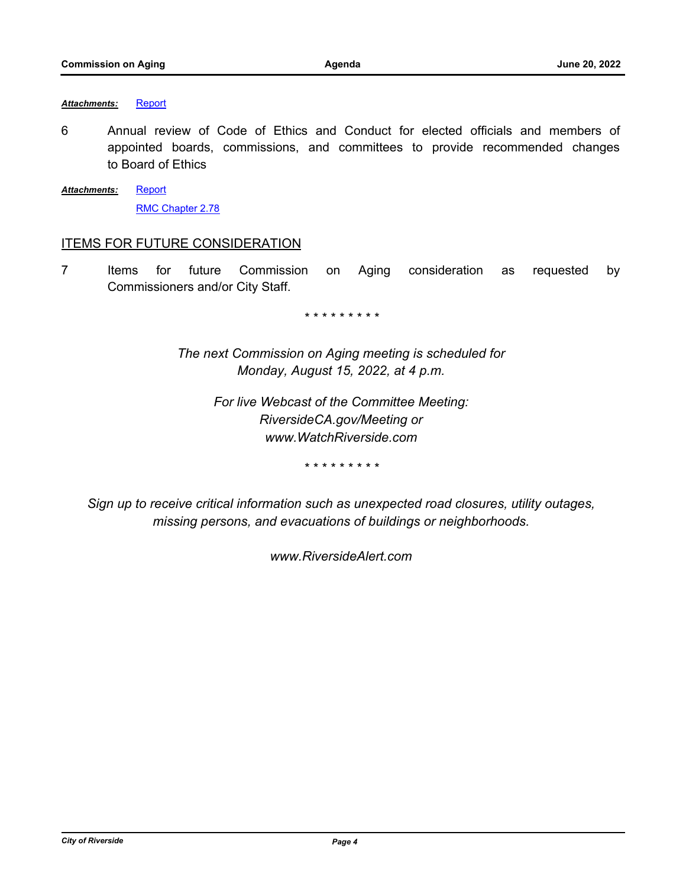***Attachments:*** Report

6 Annual review of Code of Ethics and Conduct for elected officials and members of appointed boards, commissions, and committees to provide recommended changes to Board of Ethics

***Attachments:*** Report
RMC Chapter 2.78

## ITEMS FOR FUTURE CONSIDERATION

7 Items for future Commission on Aging consideration as requested by Commissioners and/or City Staff.

\* \* \* \* \* \* \* \* \*

*The next Commission on Aging meeting is scheduled for Monday, August 15, 2022, at 4 p.m.*

*For live Webcast of the Committee Meeting: RiversideCA.gov/Meeting or www.WatchRiverside.com*

\* \* \* \* \* \* \* \* \*

*Sign up to receive critical information such as unexpected road closures, utility outages, missing persons, and evacuations of buildings or neighborhoods.*

*www.RiversideAlert.com*